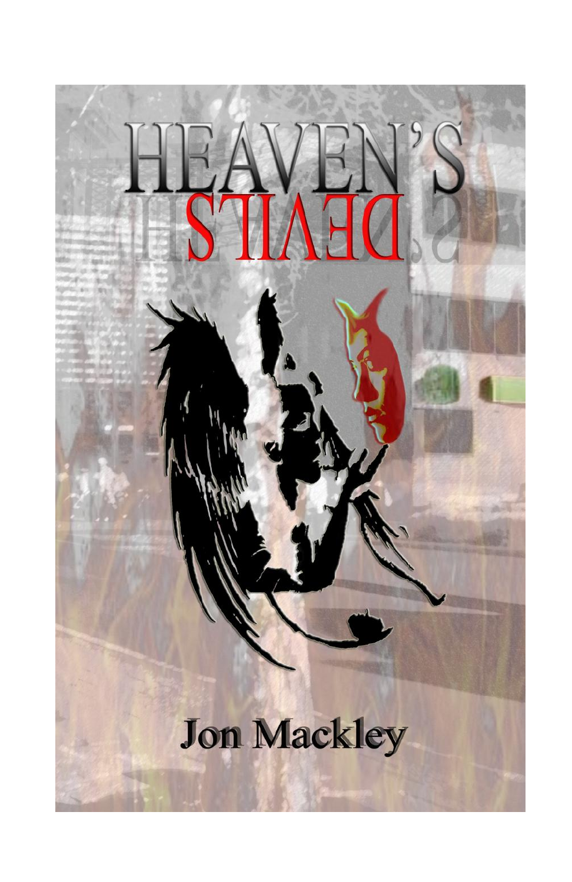# HEAVEN'S DEVILS

Jon Mackley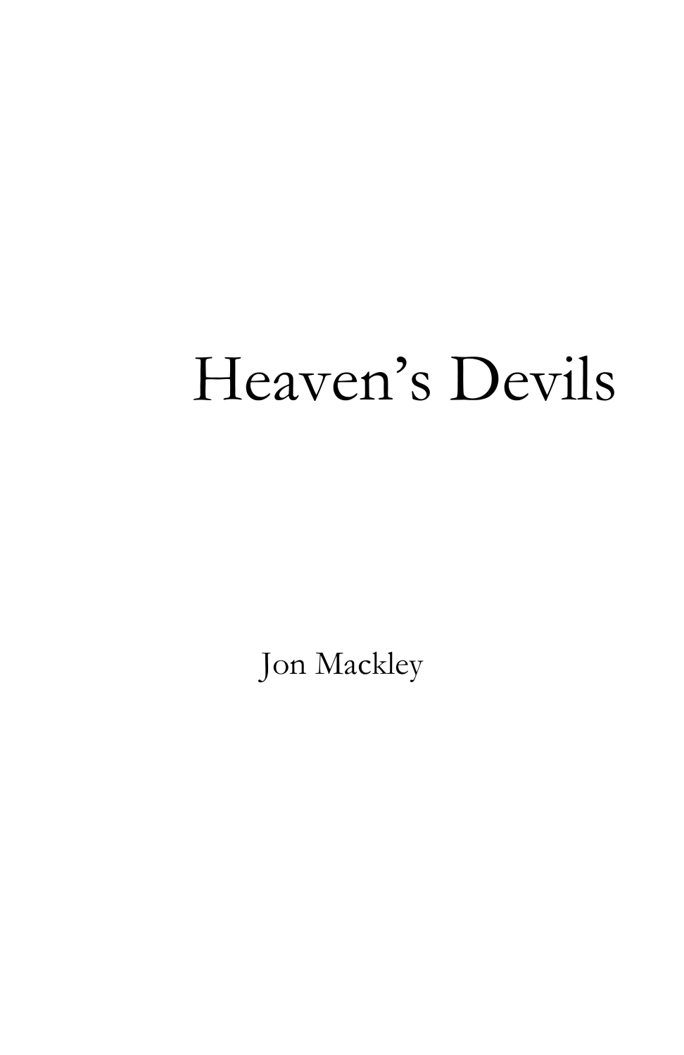# Heaven's Devils

Jon Mackley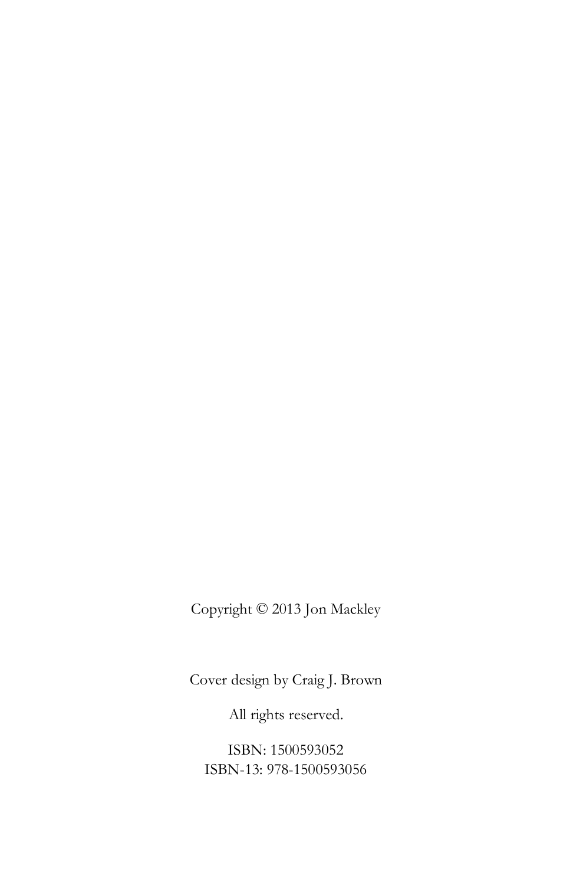Copyright © 2013 Jon Mackley

Cover design by Craig J. Brown

All rights reserved.

ISBN: 1500593052
ISBN-13: 978-1500593056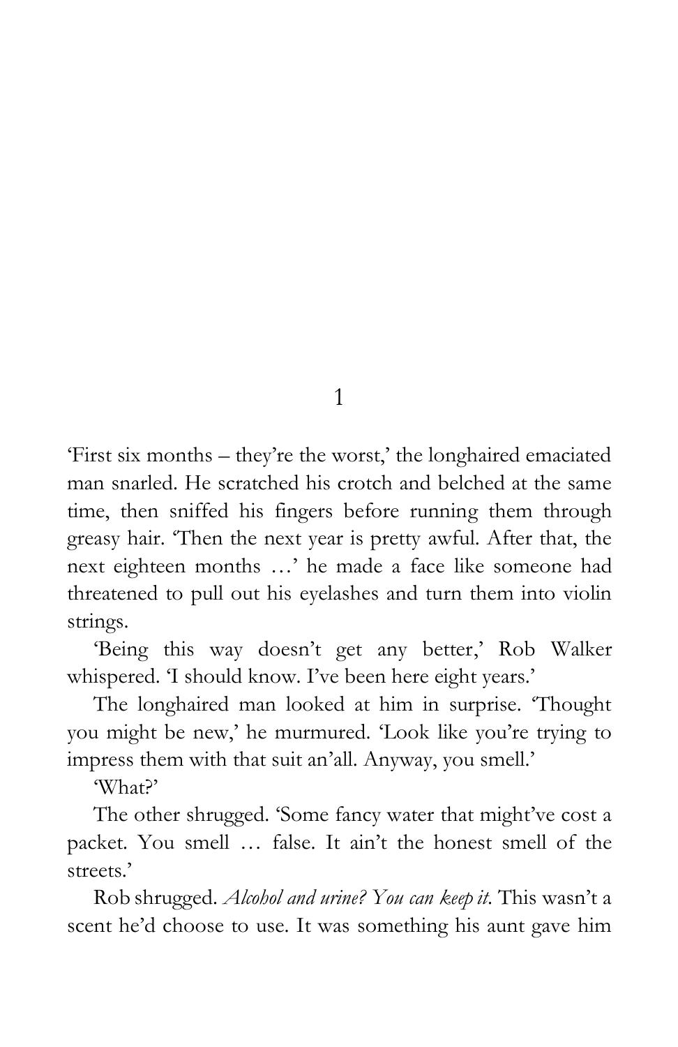# 1

'First six months – they're the worst,' the longhaired emaciated man snarled. He scratched his crotch and belched at the same time, then sniffed his fingers before running them through greasy hair. 'Then the next year is pretty awful. After that, the next eighteen months …' he made a face like someone had threatened to pull out his eyelashes and turn them into violin strings.

'Being this way doesn't get any better,' Rob Walker whispered. 'I should know. I've been here eight years.'

The longhaired man looked at him in surprise. 'Thought you might be new,' he murmured. 'Look like you're trying to impress them with that suit an'all. Anyway, you smell.'

'What?'

The other shrugged. 'Some fancy water that might've cost a packet. You smell … false. It ain't the honest smell of the streets.'

Rob shrugged. *Alcohol and urine? You can keep it.* This wasn't a scent he'd choose to use. It was something his aunt gave him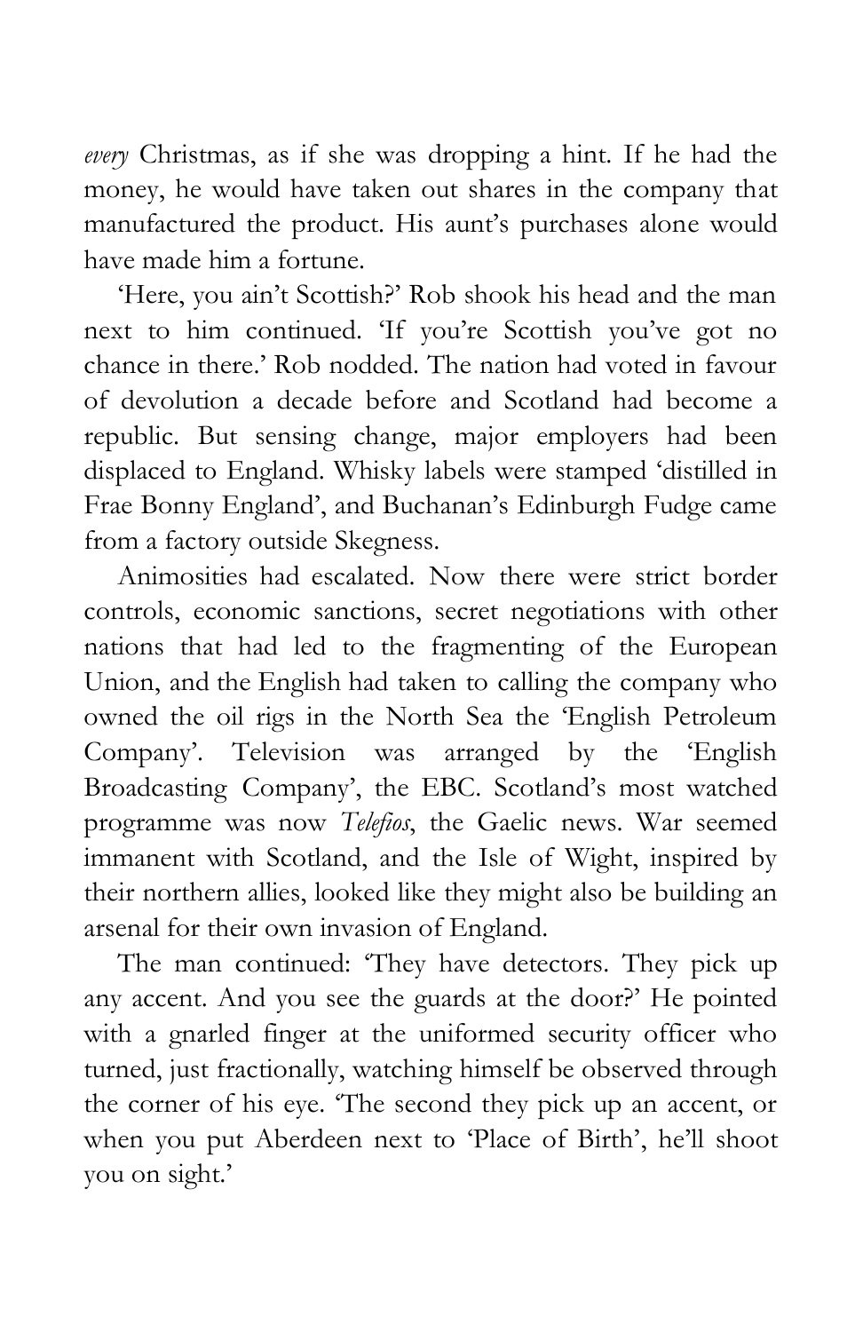*every* Christmas, as if she was dropping a hint. If he had the money, he would have taken out shares in the company that manufactured the product. His aunt's purchases alone would have made him a fortune.

'Here, you ain't Scottish?' Rob shook his head and the man next to him continued. 'If you're Scottish you've got no chance in there.' Rob nodded. The nation had voted in favour of devolution a decade before and Scotland had become a republic. But sensing change, major employers had been displaced to England. Whisky labels were stamped 'distilled in Frae Bonny England', and Buchanan's Edinburgh Fudge came from a factory outside Skegness.

Animosities had escalated. Now there were strict border controls, economic sanctions, secret negotiations with other nations that had led to the fragmenting of the European Union, and the English had taken to calling the company who owned the oil rigs in the North Sea the 'English Petroleum Company'. Television was arranged by the 'English Broadcasting Company', the EBC. Scotland's most watched programme was now *Telefios*, the Gaelic news. War seemed immanent with Scotland, and the Isle of Wight, inspired by their northern allies, looked like they might also be building an arsenal for their own invasion of England.

The man continued: 'They have detectors. They pick up any accent. And you see the guards at the door?' He pointed with a gnarled finger at the uniformed security officer who turned, just fractionally, watching himself be observed through the corner of his eye. 'The second they pick up an accent, or when you put Aberdeen next to 'Place of Birth', he'll shoot you on sight.'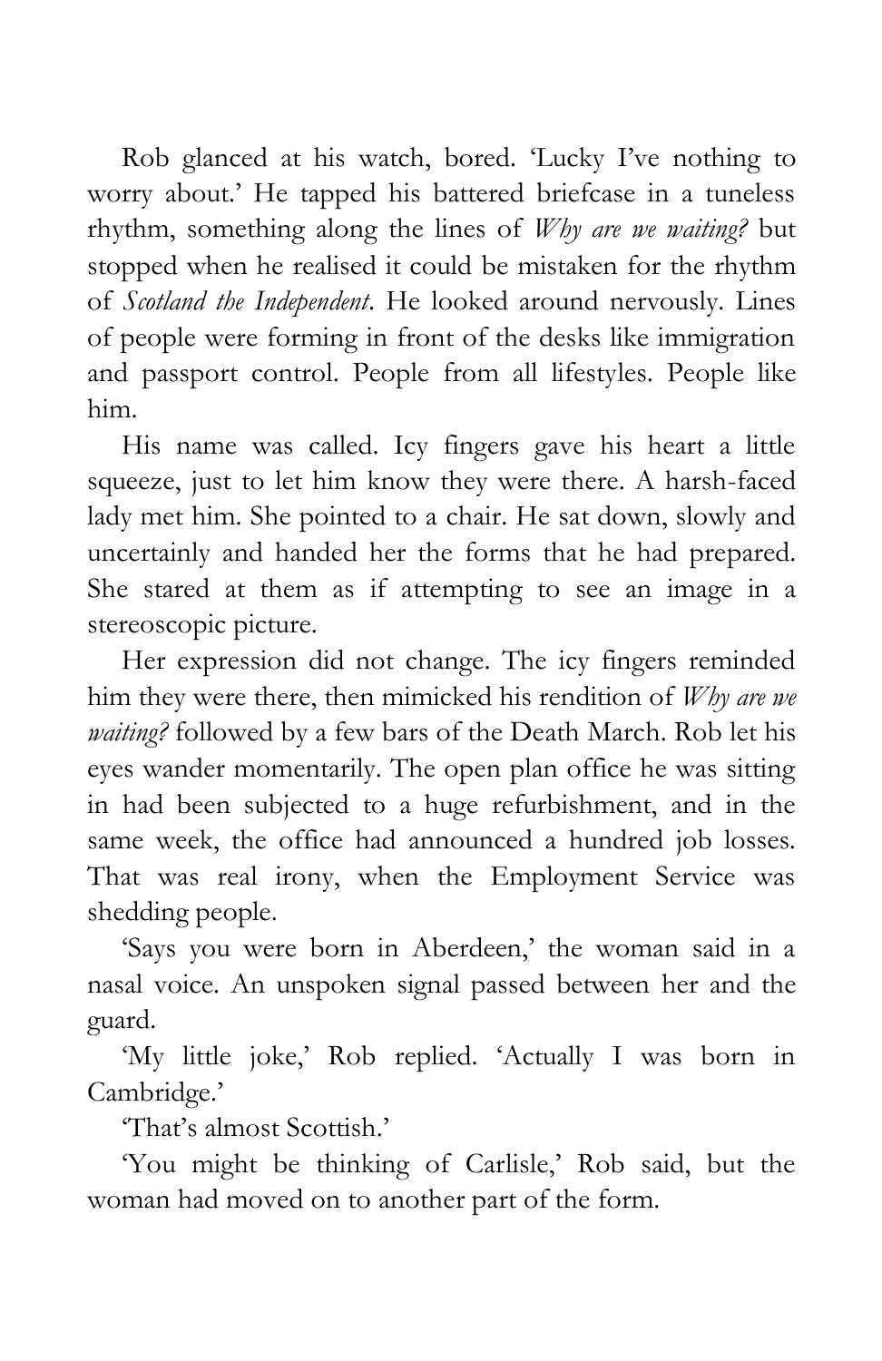Rob glanced at his watch, bored. 'Lucky I've nothing to worry about.' He tapped his battered briefcase in a tuneless rhythm, something along the lines of *Why are we waiting?* but stopped when he realised it could be mistaken for the rhythm of *Scotland the Independent*. He looked around nervously. Lines of people were forming in front of the desks like immigration and passport control. People from all lifestyles. People like him.

His name was called. Icy fingers gave his heart a little squeeze, just to let him know they were there. A harsh-faced lady met him. She pointed to a chair. He sat down, slowly and uncertainly and handed her the forms that he had prepared. She stared at them as if attempting to see an image in a stereoscopic picture.

Her expression did not change. The icy fingers reminded him they were there, then mimicked his rendition of *Why are we waiting?* followed by a few bars of the Death March. Rob let his eyes wander momentarily. The open plan office he was sitting in had been subjected to a huge refurbishment, and in the same week, the office had announced a hundred job losses. That was real irony, when the Employment Service was shedding people.

'Says you were born in Aberdeen,' the woman said in a nasal voice. An unspoken signal passed between her and the guard.

'My little joke,' Rob replied. 'Actually I was born in Cambridge.'

'That's almost Scottish.'

'You might be thinking of Carlisle,' Rob said, but the woman had moved on to another part of the form.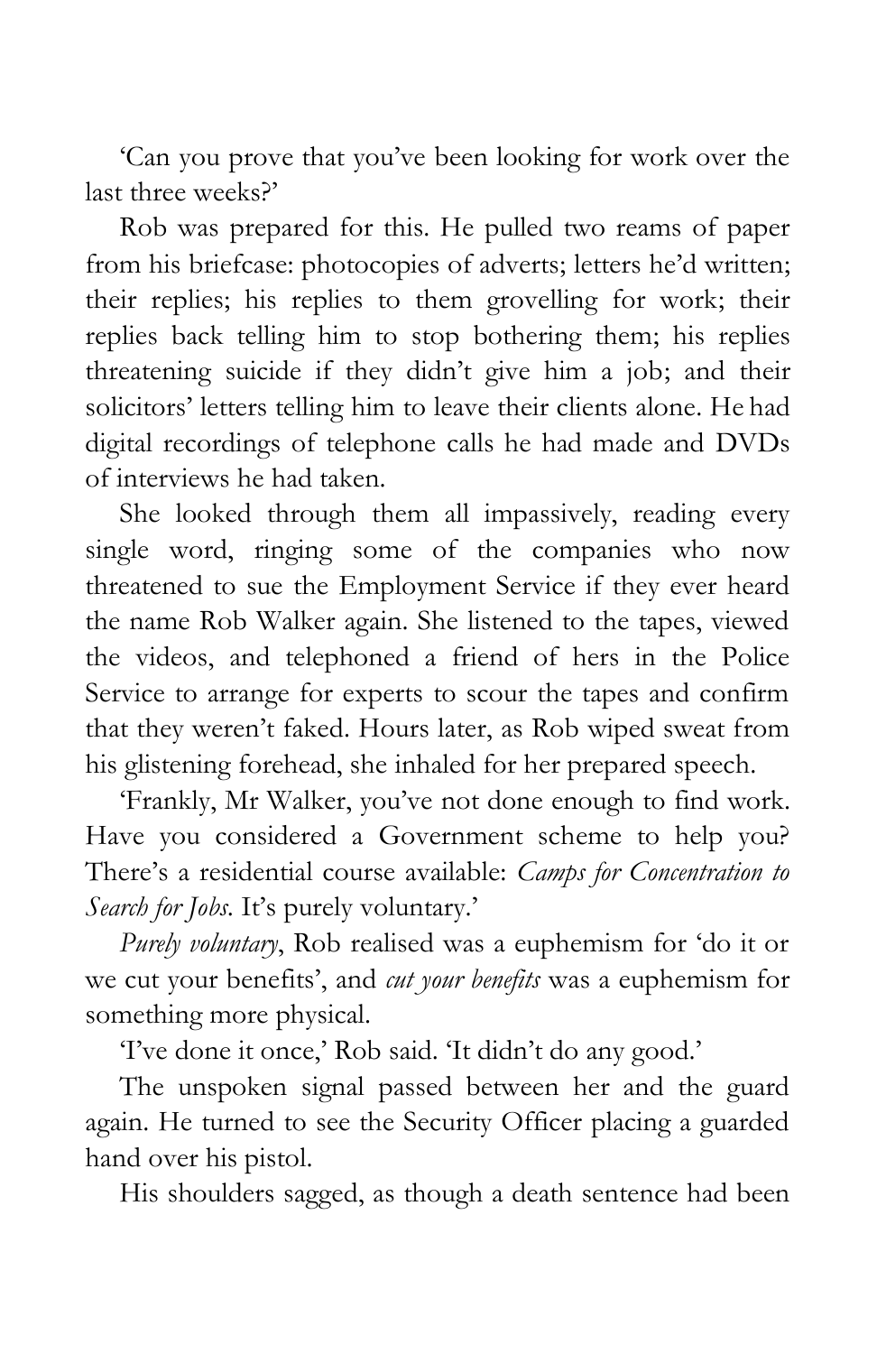'Can you prove that you've been looking for work over the last three weeks?'

Rob was prepared for this. He pulled two reams of paper from his briefcase: photocopies of adverts; letters he'd written; their replies; his replies to them grovelling for work; their replies back telling him to stop bothering them; his replies threatening suicide if they didn't give him a job; and their solicitors' letters telling him to leave their clients alone. He had digital recordings of telephone calls he had made and DVDs of interviews he had taken.

She looked through them all impassively, reading every single word, ringing some of the companies who now threatened to sue the Employment Service if they ever heard the name Rob Walker again. She listened to the tapes, viewed the videos, and telephoned a friend of hers in the Police Service to arrange for experts to scour the tapes and confirm that they weren't faked. Hours later, as Rob wiped sweat from his glistening forehead, she inhaled for her prepared speech.

'Frankly, Mr Walker, you've not done enough to find work. Have you considered a Government scheme to help you? There's a residential course available: *Camps for Concentration to Search for Jobs*. It's purely voluntary.'

*Purely voluntary*, Rob realised was a euphemism for 'do it or we cut your benefits', and *cut your benefits* was a euphemism for something more physical.

'I've done it once,' Rob said. 'It didn't do any good.'

The unspoken signal passed between her and the guard again. He turned to see the Security Officer placing a guarded hand over his pistol.

His shoulders sagged, as though a death sentence had been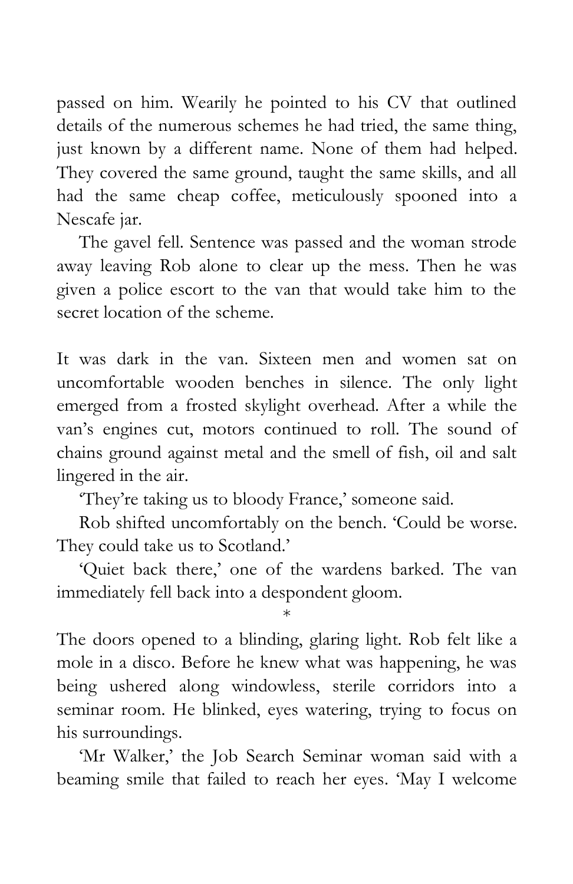passed on him. Wearily he pointed to his CV that outlined details of the numerous schemes he had tried, the same thing, just known by a different name. None of them had helped. They covered the same ground, taught the same skills, and all had the same cheap coffee, meticulously spooned into a Nescafe jar.

The gavel fell. Sentence was passed and the woman strode away leaving Rob alone to clear up the mess. Then he was given a police escort to the van that would take him to the secret location of the scheme.

It was dark in the van. Sixteen men and women sat on uncomfortable wooden benches in silence. The only light emerged from a frosted skylight overhead. After a while the van's engines cut, motors continued to roll. The sound of chains ground against metal and the smell of fish, oil and salt lingered in the air.

'They're taking us to bloody France,' someone said.

Rob shifted uncomfortably on the bench. 'Could be worse. They could take us to Scotland.'

'Quiet back there,' one of the wardens barked. The van immediately fell back into a despondent gloom.

*

The doors opened to a blinding, glaring light. Rob felt like a mole in a disco. Before he knew what was happening, he was being ushered along windowless, sterile corridors into a seminar room. He blinked, eyes watering, trying to focus on his surroundings.

'Mr Walker,' the Job Search Seminar woman said with a beaming smile that failed to reach her eyes. 'May I welcome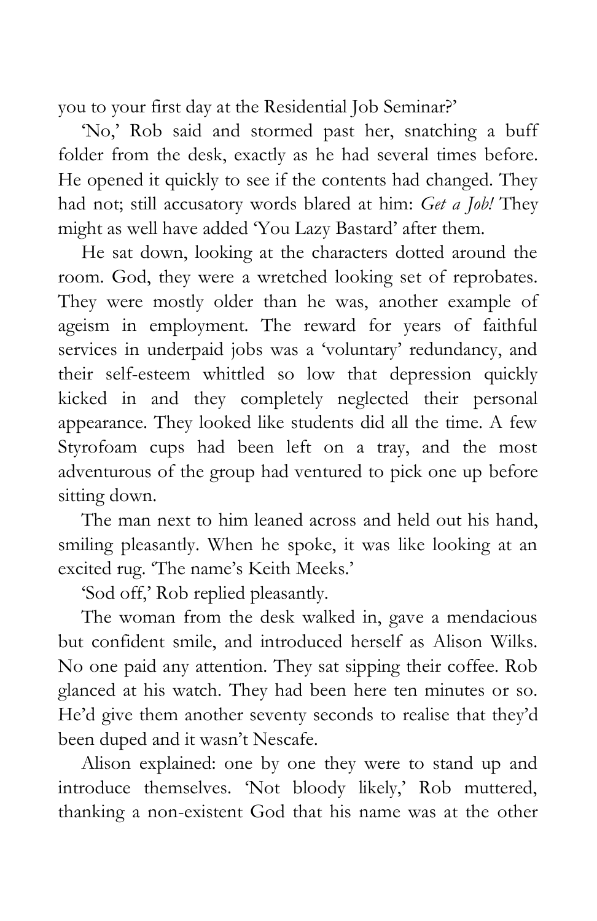you to your first day at the Residential Job Seminar?'

'No,' Rob said and stormed past her, snatching a buff folder from the desk, exactly as he had several times before. He opened it quickly to see if the contents had changed. They had not; still accusatory words blared at him: *Get a Job!* They might as well have added 'You Lazy Bastard' after them.

He sat down, looking at the characters dotted around the room. God, they were a wretched looking set of reprobates. They were mostly older than he was, another example of ageism in employment. The reward for years of faithful services in underpaid jobs was a 'voluntary' redundancy, and their self-esteem whittled so low that depression quickly kicked in and they completely neglected their personal appearance. They looked like students did all the time. A few Styrofoam cups had been left on a tray, and the most adventurous of the group had ventured to pick one up before sitting down.

The man next to him leaned across and held out his hand, smiling pleasantly. When he spoke, it was like looking at an excited rug. 'The name's Keith Meeks.'

'Sod off,' Rob replied pleasantly.

The woman from the desk walked in, gave a mendacious but confident smile, and introduced herself as Alison Wilks. No one paid any attention. They sat sipping their coffee. Rob glanced at his watch. They had been here ten minutes or so. He'd give them another seventy seconds to realise that they'd been duped and it wasn't Nescafe.

Alison explained: one by one they were to stand up and introduce themselves. 'Not bloody likely,' Rob muttered, thanking a non-existent God that his name was at the other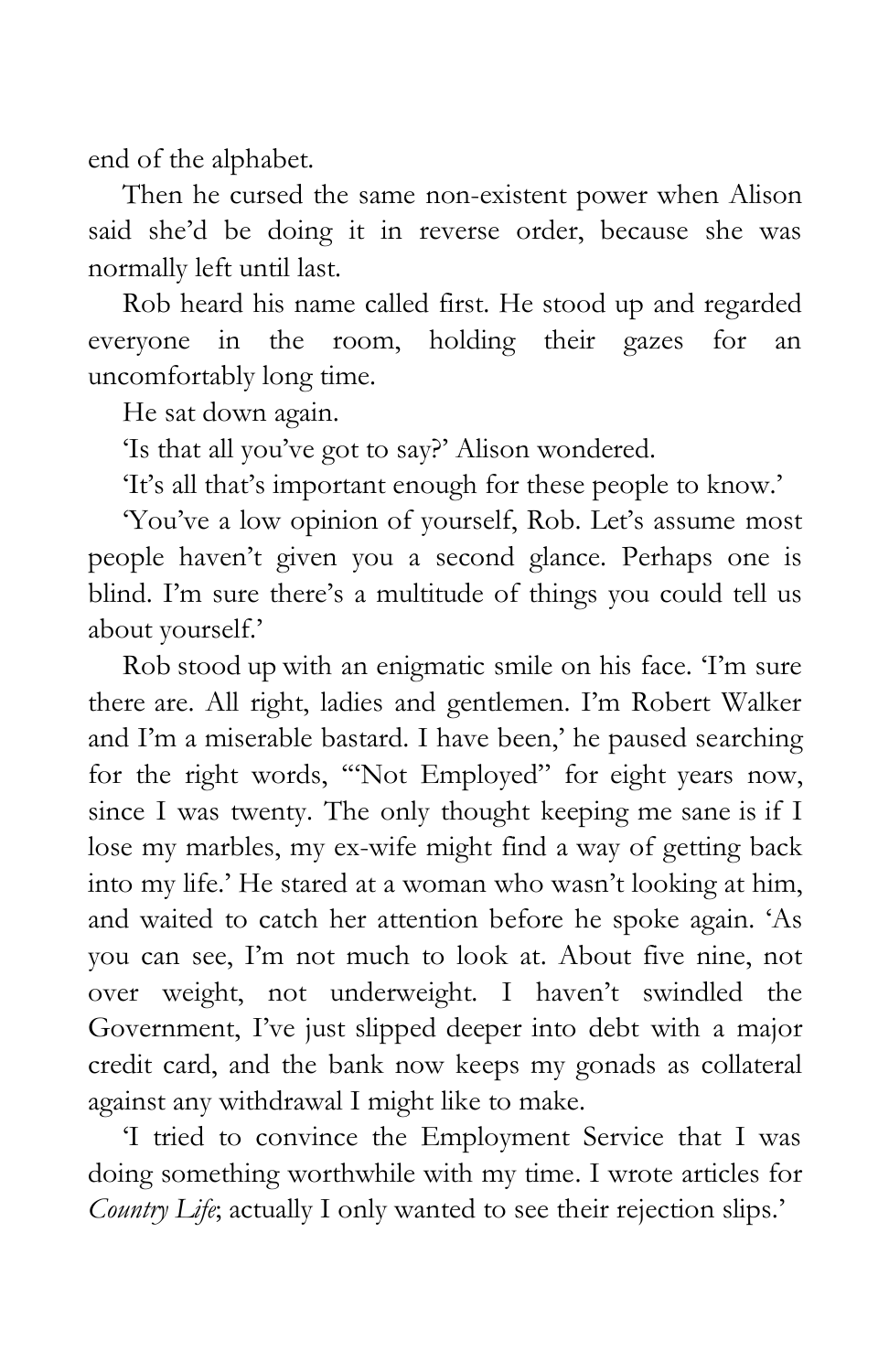end of the alphabet.

Then he cursed the same non-existent power when Alison said she'd be doing it in reverse order, because she was normally left until last.

Rob heard his name called first. He stood up and regarded everyone in the room, holding their gazes for an uncomfortably long time.

He sat down again.

'Is that all you've got to say?' Alison wondered.

'It's all that's important enough for these people to know.'

'You've a low opinion of yourself, Rob. Let's assume most people haven't given you a second glance. Perhaps one is blind. I'm sure there's a multitude of things you could tell us about yourself.'

Rob stood up with an enigmatic smile on his face. 'I'm sure there are. All right, ladies and gentlemen. I'm Robert Walker and I'm a miserable bastard. I have been,' he paused searching for the right words, '"Not Employed" for eight years now, since I was twenty. The only thought keeping me sane is if I lose my marbles, my ex-wife might find a way of getting back into my life.' He stared at a woman who wasn't looking at him, and waited to catch her attention before he spoke again. 'As you can see, I'm not much to look at. About five nine, not over weight, not underweight. I haven't swindled the Government, I've just slipped deeper into debt with a major credit card, and the bank now keeps my gonads as collateral against any withdrawal I might like to make.

'I tried to convince the Employment Service that I was doing something worthwhile with my time. I wrote articles for *Country Life*; actually I only wanted to see their rejection slips.'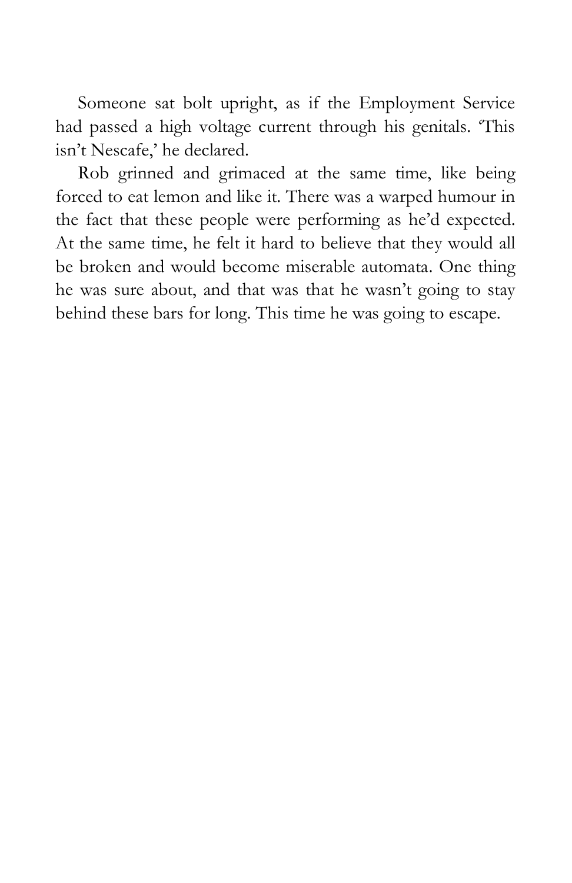Someone sat bolt upright, as if the Employment Service had passed a high voltage current through his genitals. 'This isn't Nescafe,' he declared.

Rob grinned and grimaced at the same time, like being forced to eat lemon and like it. There was a warped humour in the fact that these people were performing as he'd expected. At the same time, he felt it hard to believe that they would all be broken and would become miserable automata. One thing he was sure about, and that was that he wasn't going to stay behind these bars for long. This time he was going to escape.